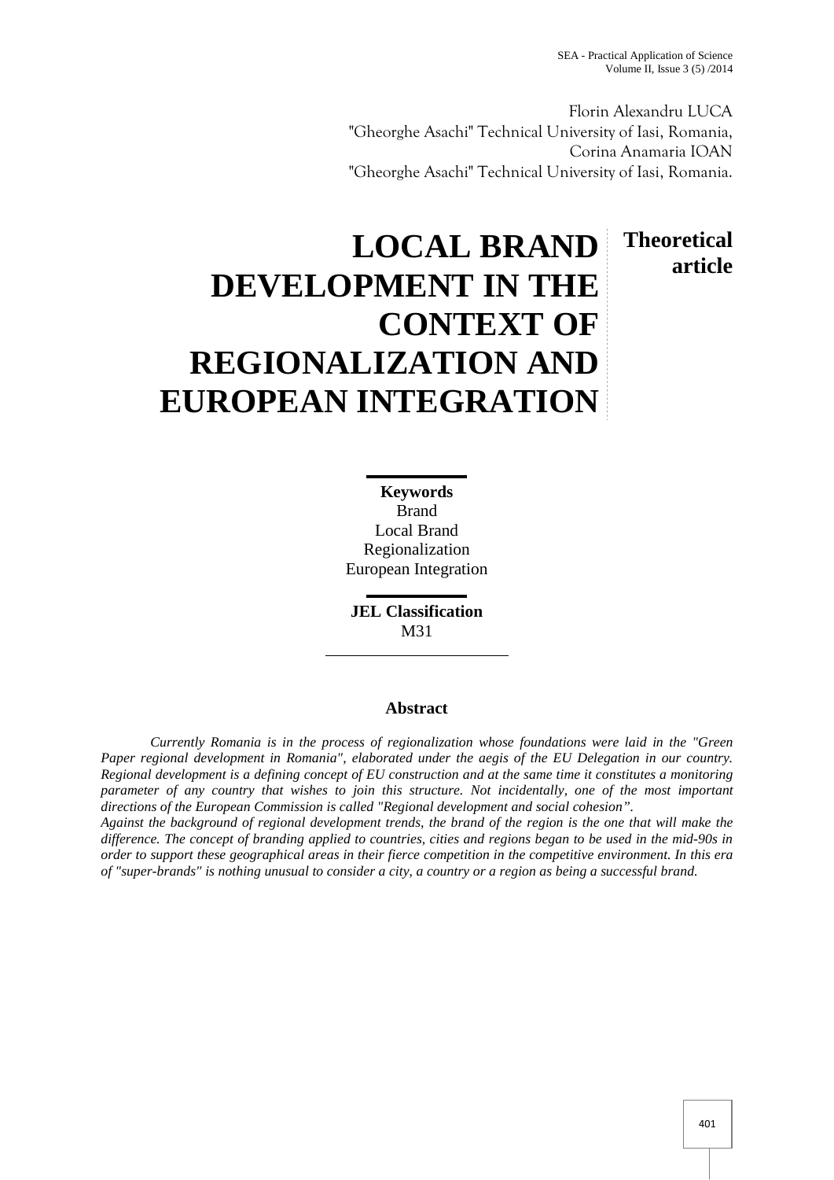Florin Alexandru LUCA
"Gheorghe Asachi" Technical University of Iasi, Romania,
Corina Anamaria IOAN
"Gheorghe Asachi" Technical University of Iasi, Romania.

# LOCAL BRAND DEVELOPMENT IN THE CONTEXT OF REGIONALIZATION AND EUROPEAN INTEGRATION

**Theoretical article**

**Keywords**
Brand
Local Brand
Regionalization
European Integration

**JEL Classification**
M31

## Abstract

*Currently Romania is in the process of regionalization whose foundations were laid in the "Green Paper regional development in Romania", elaborated under the aegis of the EU Delegation in our country. Regional development is a defining concept of EU construction and at the same time it constitutes a monitoring parameter of any country that wishes to join this structure. Not incidentally, one of the most important directions of the European Commission is called "Regional development and social cohesion".*

*Against the background of regional development trends, the brand of the region is the one that will make the difference. The concept of branding applied to countries, cities and regions began to be used in the mid-90s in order to support these geographical areas in their fierce competition in the competitive environment. In this era of "super-brands" is nothing unusual to consider a city, a country or a region as being a successful brand.*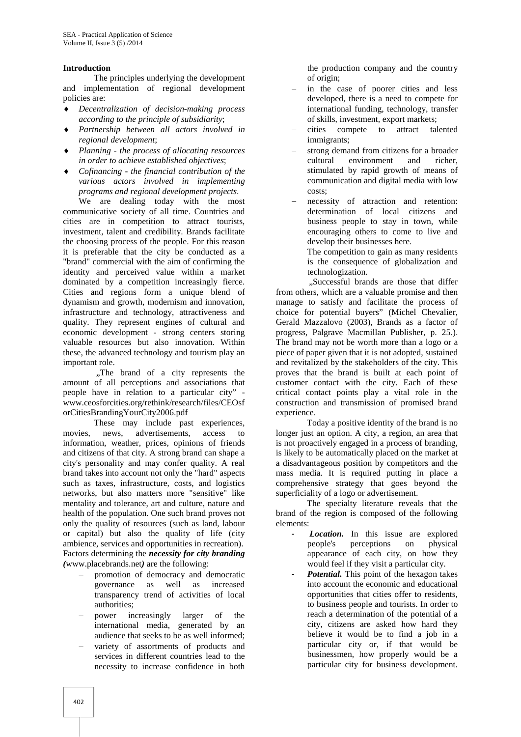**Introduction**

The principles underlying the development and implementation of regional development policies are:

- *Decentralization of decision-making process according to the principle of subsidiarity*;
- *Partnership between all actors involved in regional development*;
- *Planning - the process of allocating resources in order to achieve established objectives*;
- *Cofinancing - the financial contribution of the various actors involved in implementing programs and regional development projects*.

We are dealing today with the most communicative society of all time. Countries and cities are in competition to attract tourists, investment, talent and credibility. Brands facilitate the choosing process of the people. For this reason it is preferable that the city be conducted as a "brand" commercial with the aim of confirming the identity and perceived value within a market dominated by a competition increasingly fierce. Cities and regions form a unique blend of dynamism and growth, modernism and innovation, infrastructure and technology, attractiveness and quality. They represent engines of cultural and economic development - strong centers storing valuable resources but also innovation. Within these, the advanced technology and tourism play an important role.

„The brand of a city represents the amount of all perceptions and associations that people have in relation to a particular city" - www.ceosforcities.org/rethink/research/files/CEOsforCitiesBrandingYourCity2006.pdf

These may include past experiences, movies, news, advertisements, access to information, weather, prices, opinions of friends and citizens of that city. A strong brand can shape a city's personality and may confer quality. A real brand takes into account not only the "hard" aspects such as taxes, infrastructure, costs, and logistics networks, but also matters more "sensitive" like mentality and tolerance, art and culture, nature and health of the population. One such brand proves not only the quality of resources (such as land, labour or capital) but also the quality of life (city ambience, services and opportunities in recreation). Factors determining the ***necessity for city branding*** ***(***www.placebrands.net***)*** are the following:

- promotion of democracy and democratic governance as well as increased transparency trend of activities of local authorities;
- power increasingly larger of the international media, generated by an audience that seeks to be as well informed;
- variety of assortments of products and services in different countries lead to the necessity to increase confidence in both the production company and the country of origin;
- in the case of poorer cities and less developed, there is a need to compete for international funding, technology, transfer of skills, investment, export markets;
- cities compete to attract talented immigrants;
- strong demand from citizens for a broader cultural environment and richer, stimulated by rapid growth of means of communication and digital media with low costs;
- necessity of attraction and retention: determination of local citizens and business people to stay in town, while encouraging others to come to live and develop their businesses here.

  The competition to gain as many residents is the consequence of globalization and technologization.

„Successful brands are those that differ from others, which are a valuable promise and then manage to satisfy and facilitate the process of choice for potential buyers" (Michel Chevalier, Gerald Mazzalovo (2003), Brands as a factor of progress, Palgrave Macmillan Publisher, p. 25.). The brand may not be worth more than a logo or a piece of paper given that it is not adopted, sustained and revitalized by the stakeholders of the city. This proves that the brand is built at each point of customer contact with the city. Each of these critical contact points play a vital role in the construction and transmission of promised brand experience.

Today a positive identity of the brand is no longer just an option. A city, a region, an area that is not proactively engaged in a process of branding, is likely to be automatically placed on the market at a disadvantageous position by competitors and the mass media. It is required putting in place a comprehensive strategy that goes beyond the superficiality of a logo or advertisement.

The specialty literature reveals that the brand of the region is composed of the following elements:

- ***Location.*** In this issue are explored people's perceptions on physical appearance of each city, on how they would feel if they visit a particular city.
- ***Potential.*** This point of the hexagon takes into account the economic and educational opportunities that cities offer to residents, to business people and tourists. In order to reach a determination of the potential of a city, citizens are asked how hard they believe it would be to find a job in a particular city or, if that would be businessmen, how properly would be a particular city for business development.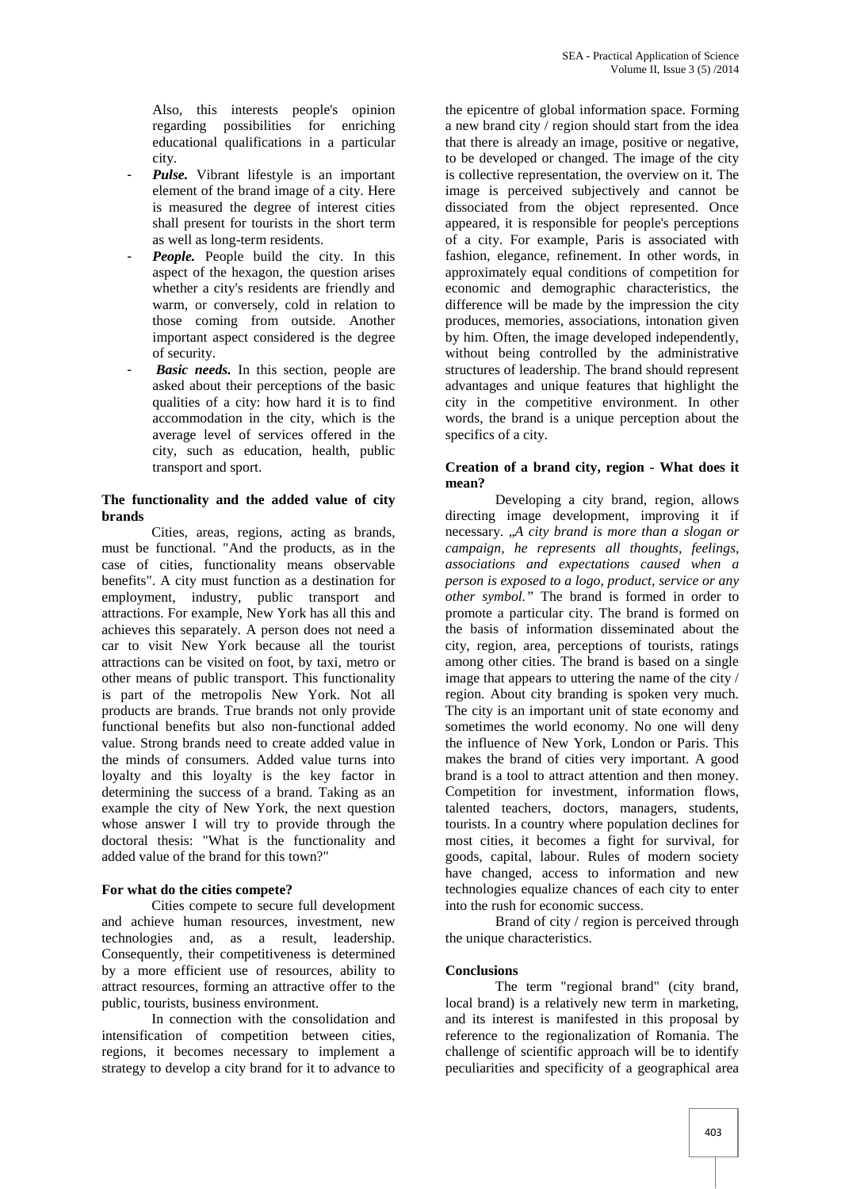Also, this interests people's opinion regarding possibilities for enriching educational qualifications in a particular city.

- ***Pulse.*** Vibrant lifestyle is an important element of the brand image of a city. Here is measured the degree of interest cities shall present for tourists in the short term as well as long-term residents.
- ***People.*** People build the city. In this aspect of the hexagon, the question arises whether a city's residents are friendly and warm, or conversely, cold in relation to those coming from outside. Another important aspect considered is the degree of security.
- ***Basic needs.*** In this section, people are asked about their perceptions of the basic qualities of a city: how hard it is to find accommodation in the city, which is the average level of services offered in the city, such as education, health, public transport and sport.

**The functionality and the added value of city brands**

Cities, areas, regions, acting as brands, must be functional. "And the products, as in the case of cities, functionality means observable benefits". A city must function as a destination for employment, industry, public transport and attractions. For example, New York has all this and achieves this separately. A person does not need a car to visit New York because all the tourist attractions can be visited on foot, by taxi, metro or other means of public transport. This functionality is part of the metropolis New York. Not all products are brands. True brands not only provide functional benefits but also non-functional added value. Strong brands need to create added value in the minds of consumers. Added value turns into loyalty and this loyalty is the key factor in determining the success of a brand. Taking as an example the city of New York, the next question whose answer I will try to provide through the doctoral thesis: "What is the functionality and added value of the brand for this town?"

**For what do the cities compete?**

Cities compete to secure full development and achieve human resources, investment, new technologies and, as a result, leadership. Consequently, their competitiveness is determined by a more efficient use of resources, ability to attract resources, forming an attractive offer to the public, tourists, business environment.

In connection with the consolidation and intensification of competition between cities, regions, it becomes necessary to implement a strategy to develop a city brand for it to advance to the epicentre of global information space. Forming a new brand city / region should start from the idea that there is already an image, positive or negative, to be developed or changed. The image of the city is collective representation, the overview on it. The image is perceived subjectively and cannot be dissociated from the object represented. Once appeared, it is responsible for people's perceptions of a city. For example, Paris is associated with fashion, elegance, refinement. In other words, in approximately equal conditions of competition for economic and demographic characteristics, the difference will be made by the impression the city produces, memories, associations, intonation given by him. Often, the image developed independently, without being controlled by the administrative structures of leadership. The brand should represent advantages and unique features that highlight the city in the competitive environment. In other words, the brand is a unique perception about the specifics of a city.

**Creation of a brand city, region - What does it mean?**

Developing a city brand, region, allows directing image development, improving it if necessary. *„A city brand is more than a slogan or campaign, he represents all thoughts, feelings, associations and expectations caused when a person is exposed to a logo, product, service or any other symbol."* The brand is formed in order to promote a particular city. The brand is formed on the basis of information disseminated about the city, region, area, perceptions of tourists, ratings among other cities. The brand is based on a single image that appears to uttering the name of the city / region. About city branding is spoken very much. The city is an important unit of state economy and sometimes the world economy. No one will deny the influence of New York, London or Paris. This makes the brand of cities very important. A good brand is a tool to attract attention and then money. Competition for investment, information flows, talented teachers, doctors, managers, students, tourists. In a country where population declines for most cities, it becomes a fight for survival, for goods, capital, labour. Rules of modern society have changed, access to information and new technologies equalize chances of each city to enter into the rush for economic success.

Brand of city / region is perceived through the unique characteristics.

**Conclusions**

The term "regional brand" (city brand, local brand) is a relatively new term in marketing, and its interest is manifested in this proposal by reference to the regionalization of Romania. The challenge of scientific approach will be to identify peculiarities and specificity of a geographical area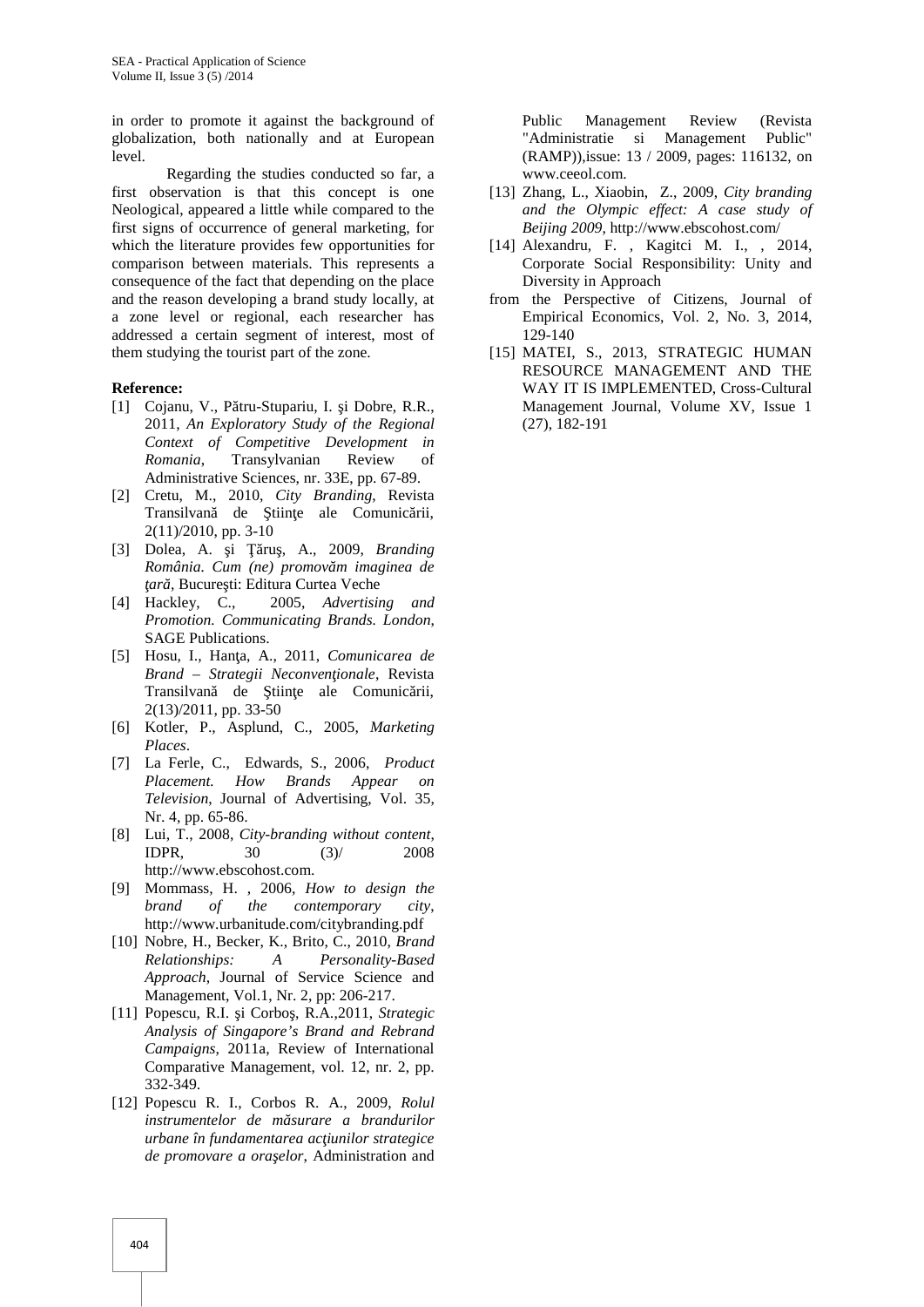in order to promote it against the background of globalization, both nationally and at European level.

Regarding the studies conducted so far, a first observation is that this concept is one Neological, appeared a little while compared to the first signs of occurrence of general marketing, for which the literature provides few opportunities for comparison between materials. This represents a consequence of the fact that depending on the place and the reason developing a brand study locally, at a zone level or regional, each researcher has addressed a certain segment of interest, most of them studying the tourist part of the zone.

**Reference:**

[1] Cojanu, V., Pătru-Stupariu, I. şi Dobre, R.R., 2011, *An Exploratory Study of the Regional Context of Competitive Development in Romania*, Transylvanian Review of Administrative Sciences, nr. 33E, pp. 67-89.

[2] Cretu, M., 2010, *City Branding*, Revista Transilvană de Ştiinţe ale Comunicării, 2(11)/2010, pp. 3-10

[3] Dolea, A. şi Ţăruş, A., 2009, *Branding România. Cum (ne) promovăm imaginea de ţară*, Bucureşti: Editura Curtea Veche

[4] Hackley, C., 2005, *Advertising and Promotion. Communicating Brands. London*, SAGE Publications.

[5] Hosu, I., Hanţa, A., 2011, *Comunicarea de Brand – Strategii Neconvenţionale*, Revista Transilvană de Ştiinţe ale Comunicării, 2(13)/2011, pp. 33-50

[6] Kotler, P., Asplund, C., 2005, *Marketing Places*.

[7] La Ferle, C., Edwards, S., 2006, *Product Placement. How Brands Appear on Television*, Journal of Advertising, Vol. 35, Nr. 4, pp. 65-86.

[8] Lui, T., 2008, *City-branding without content*, IDPR, 30 (3)/ 2008 http://www.ebscohost.com.

[9] Mommass, H. , 2006, *How to design the brand of the contemporary city*, http://www.urbanitude.com/citybranding.pdf

[10] Nobre, H., Becker, K., Brito, C., 2010, *Brand Relationships: A Personality-Based Approach*, Journal of Service Science and Management, Vol.1, Nr. 2, pp: 206-217.

[11] Popescu, R.I. şi Corboş, R.A.,2011, *Strategic Analysis of Singapore's Brand and Rebrand Campaigns*, 2011a, Review of International Comparative Management, vol. 12, nr. 2, pp. 332-349.

[12] Popescu R. I., Corbos R. A., 2009, *Rolul instrumentelor de măsurare a brandurilor urbane în fundamentarea acţiunilor strategice de promovare a oraşelor*, Administration and Public Management Review (Revista "Administratie si Management Public" (RAMP)),issue: 13 / 2009, pages: 116132, on www.ceeol.com.

[13] Zhang, L., Xiaobin, Z., 2009, *City branding and the Olympic effect: A case study of Beijing 2009*, http://www.ebscohost.com/

[14] Alexandru, F. , Kagitci M. I., , 2014, Corporate Social Responsibility: Unity and Diversity in Approach from the Perspective of Citizens, Journal of Empirical Economics, Vol. 2, No. 3, 2014, 129-140

[15] MATEI, S., 2013, STRATEGIC HUMAN RESOURCE MANAGEMENT AND THE WAY IT IS IMPLEMENTED, Cross-Cultural Management Journal, Volume XV, Issue 1 (27), 182-191